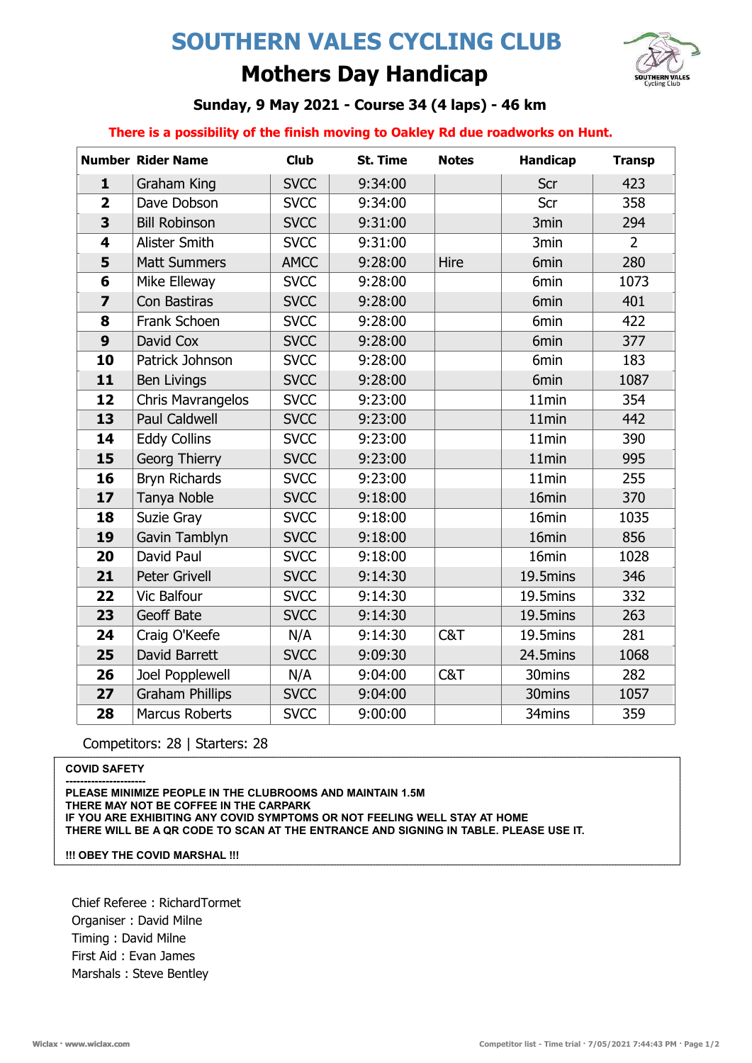# SOUTHERN VALES CYCLING CLUB

## Mothers Day Handicap

### Sunday, 9 May 2021 - Course 34 (4 laps) - 46 km

**There is a possibility of the finish moving to Oakley Rd due roadworks on Hunt.**

| Number | Rider Name | Club | St. Time | Notes | Handicap | Transp |
|---|---|---|---|---|---|---|
| **1** | Graham King | SVCC | 9:34:00 | | Scr | 423 |
| **2** | Dave Dobson | SVCC | 9:34:00 | | Scr | 358 |
| **3** | Bill Robinson | SVCC | 9:31:00 | | 3min | 294 |
| **4** | Alister Smith | SVCC | 9:31:00 | | 3min | 2 |
| **5** | Matt Summers | AMCC | 9:28:00 | Hire | 6min | 280 |
| **6** | Mike Elleway | SVCC | 9:28:00 | | 6min | 1073 |
| **7** | Con Bastiras | SVCC | 9:28:00 | | 6min | 401 |
| **8** | Frank Schoen | SVCC | 9:28:00 | | 6min | 422 |
| **9** | David Cox | SVCC | 9:28:00 | | 6min | 377 |
| **10** | Patrick Johnson | SVCC | 9:28:00 | | 6min | 183 |
| **11** | Ben Livings | SVCC | 9:28:00 | | 6min | 1087 |
| **12** | Chris Mavrangelos | SVCC | 9:23:00 | | 11min | 354 |
| **13** | Paul Caldwell | SVCC | 9:23:00 | | 11min | 442 |
| **14** | Eddy Collins | SVCC | 9:23:00 | | 11min | 390 |
| **15** | Georg Thierry | SVCC | 9:23:00 | | 11min | 995 |
| **16** | Bryn Richards | SVCC | 9:23:00 | | 11min | 255 |
| **17** | Tanya Noble | SVCC | 9:18:00 | | 16min | 370 |
| **18** | Suzie Gray | SVCC | 9:18:00 | | 16min | 1035 |
| **19** | Gavin Tamblyn | SVCC | 9:18:00 | | 16min | 856 |
| **20** | David Paul | SVCC | 9:18:00 | | 16min | 1028 |
| **21** | Peter Grivell | SVCC | 9:14:30 | | 19.5mins | 346 |
| **22** | Vic Balfour | SVCC | 9:14:30 | | 19.5mins | 332 |
| **23** | Geoff Bate | SVCC | 9:14:30 | | 19.5mins | 263 |
| **24** | Craig O'Keefe | N/A | 9:14:30 | C&T | 19.5mins | 281 |
| **25** | David Barrett | SVCC | 9:09:30 | | 24.5mins | 1068 |
| **26** | Joel Popplewell | N/A | 9:04:00 | C&T | 30mins | 282 |
| **27** | Graham Phillips | SVCC | 9:04:00 | | 30mins | 1057 |
| **28** | Marcus Roberts | SVCC | 9:00:00 | | 34mins | 359 |

Competitors: 28 | Starters: 28

**COVID SAFETY**
**----------------------**
**PLEASE MINIMIZE PEOPLE IN THE CLUBROOMS AND MAINTAIN 1.5M**
**THERE MAY NOT BE COFFEE IN THE CARPARK**
**IF YOU ARE EXHIBITING ANY COVID SYMPTOMS OR NOT FEELING WELL STAY AT HOME**
**THERE WILL BE A QR CODE TO SCAN AT THE ENTRANCE AND SIGNING IN TABLE. PLEASE USE IT.**

**!!! OBEY THE COVID MARSHAL !!!**

Chief Referee : RichardTormet
Organiser : David Milne
Timing : David Milne
First Aid : Evan James
Marshals : Steve Bentley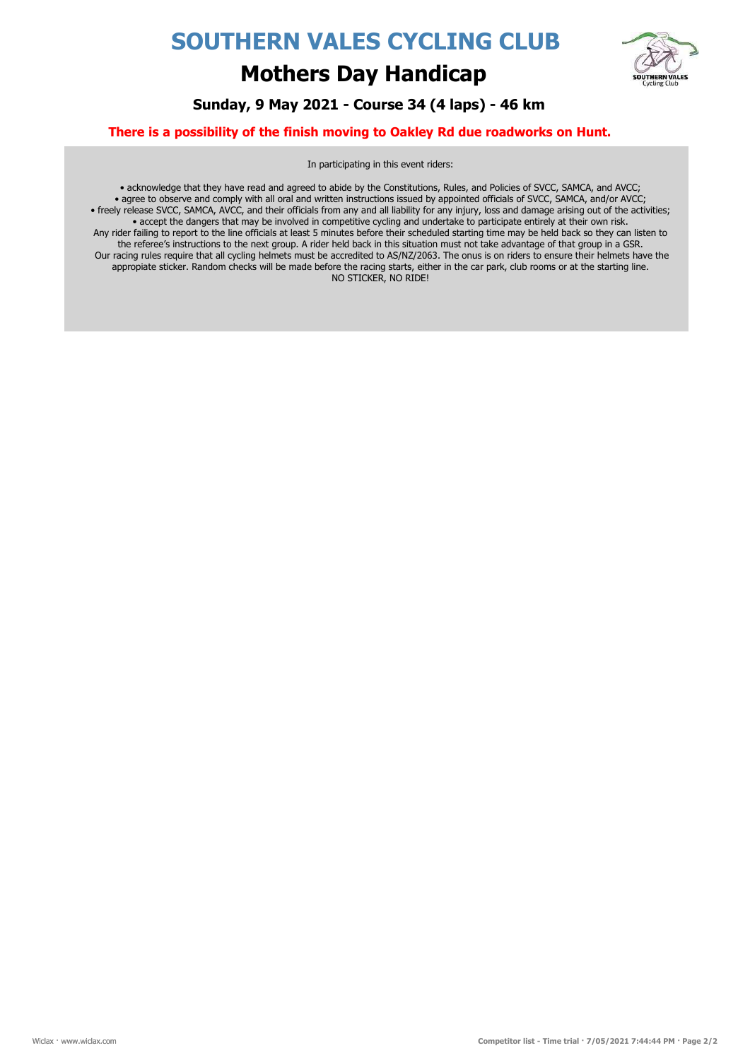# SOUTHERN VALES CYCLING CLUB

## Mothers Day Handicap

### Sunday, 9 May 2021 - Course 34 (4 laps) - 46 km

**There is a possibility of the finish moving to Oakley Rd due roadworks on Hunt.**

In participating in this event riders:

- acknowledge that they have read and agreed to abide by the Constitutions, Rules, and Policies of SVCC, SAMCA, and AVCC;
- agree to observe and comply with all oral and written instructions issued by appointed officials of SVCC, SAMCA, and/or AVCC;
- freely release SVCC, SAMCA, AVCC, and their officials from any and all liability for any injury, loss and damage arising out of the activities;
- accept the dangers that may be involved in competitive cycling and undertake to participate entirely at their own risk.

Any rider failing to report to the line officials at least 5 minutes before their scheduled starting time may be held back so they can listen to the referee's instructions to the next group. A rider held back in this situation must not take advantage of that group in a GSR.

Our racing rules require that all cycling helmets must be accredited to AS/NZ/2063. The onus is on riders to ensure their helmets have the appropiate sticker. Random checks will be made before the racing starts, either in the car park, club rooms or at the starting line.

NO STICKER, NO RIDE!